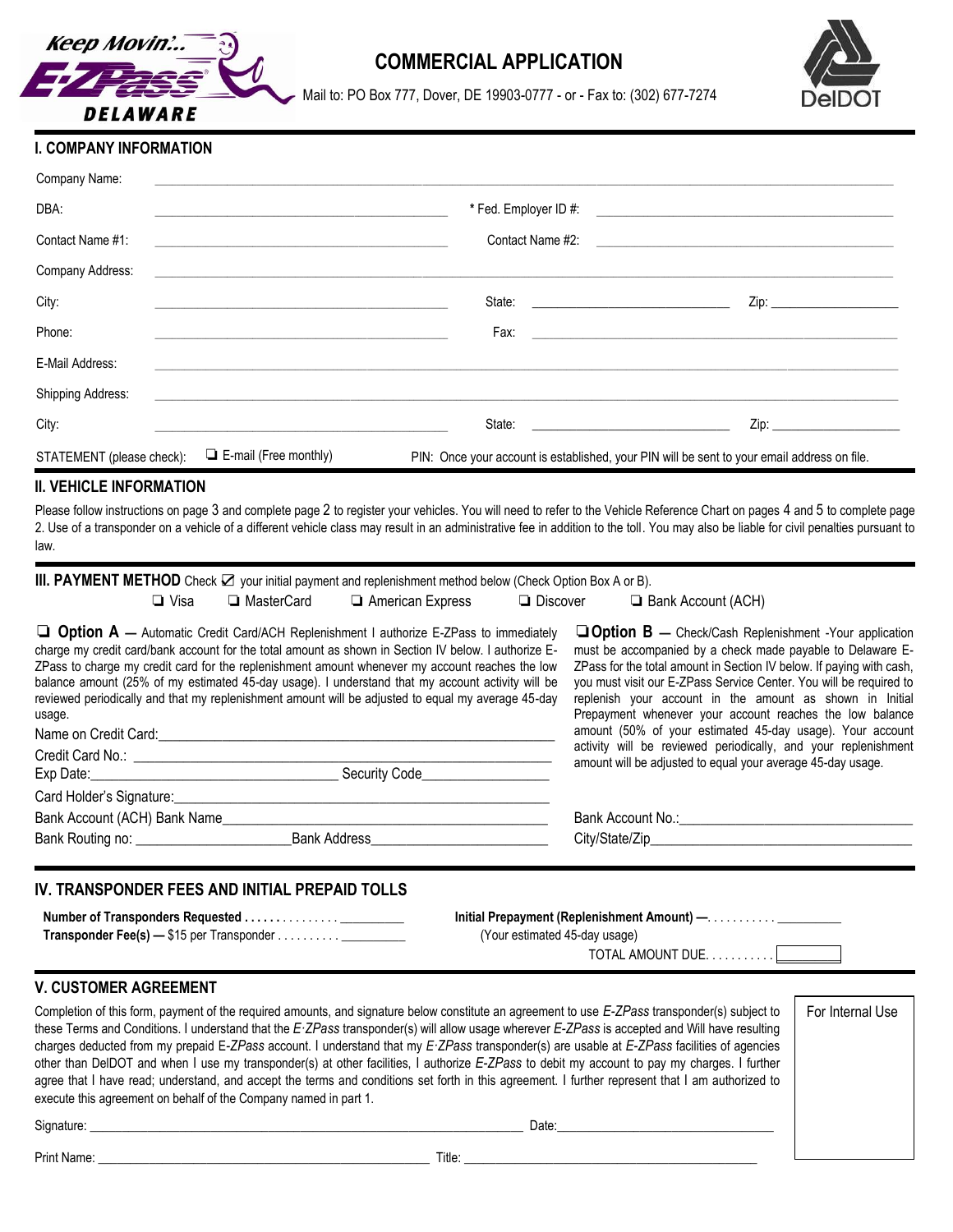Keep Movin'... E-ZPass DELAWARE

# COMMERCIAL APPLICATION

Mail to: PO Box 777, Dover, DE 19903-0777 - or - Fax to: (302) 677-7274

DelDOT

## I. COMPANY INFORMATION

Company Name: ______________________________________________

DBA: ______________________ * Fed. Employer ID #: ______________________

Contact Name #1: ______________________ Contact Name #2: ______________________

Company Address: ______________________________________________

City: ______________________ State: ______________ Zip: ______________

Phone: ______________________ Fax: ______________________

E-Mail Address: ______________________________________________

Shipping Address: ______________________________________________

City: ______________________ State: ______________ Zip: ______________

STATEMENT (please check): ❑ E-mail (Free monthly) PIN: Once your account is established, your PIN will be sent to your email address on file.

## II. VEHICLE INFORMATION

Please follow instructions on page 3 and complete page 2 to register your vehicles. You will need to refer to the Vehicle Reference Chart on pages 4 and 5 to complete page 2. Use of a transponder on a vehicle of a different vehicle class may result in an administrative fee in addition to the toll. You may also be liable for civil penalties pursuant to law.

## III. PAYMENT METHOD

Check ☑ your initial payment and replenishment method below (Check Option Box A or B).

❑ Visa ❑ MasterCard ❑ American Express ❑ Discover ❑ Bank Account (ACH)

❑ **Option A —** Automatic Credit Card/ACH Replenishment I authorize E-ZPass to immediately charge my credit card/bank account for the total amount as shown in Section IV below. I authorize E-ZPass to charge my credit card for the replenishment amount whenever my account reaches the low balance amount (25% of my estimated 45-day usage). I understand that my account activity will be reviewed periodically and that my replenishment amount will be adjusted to equal my average 45-day usage.

Name on Credit Card: ______________________________________________

Credit Card No.: ______________________________________________

Exp Date: ______________________ Security Code ______________

Card Holder's Signature: ______________________________________________

Bank Account (ACH) Bank Name ______________________________________________

Bank Routing no: ______________ Bank Address ______________________

❑ **Option B —** Check/Cash Replenishment -Your application must be accompanied by a check made payable to Delaware E-ZPass for the total amount in Section IV below. If paying with cash, you must visit our E-ZPass Service Center. You will be required to replenish your account in the amount as shown in Initial Prepayment whenever your account reaches the low balance amount (50% of your estimated 45-day usage). Your account activity will be reviewed periodically, and your replenishment amount will be adjusted to equal your average 45-day usage.

Bank Account No.: ______________________

City/State/Zip ______________________

## IV. TRANSPONDER FEES AND INITIAL PREPAID TOLLS

**Number of Transponders Requested** . . . . . . . . . . . . . . . . __________

**Transponder Fee(s) —** $15 per Transponder . . . . . . . . . . __________

**Initial Prepayment (Replenishment Amount) —**. . . . . . . . . . . __________
(Your estimated 45-day usage)

TOTAL AMOUNT DUE. . . . . . . . . . . __________

## V. CUSTOMER AGREEMENT

Completion of this form, payment of the required amounts, and signature below constitute an agreement to use *E-ZPass* transponder(s) subject to these Terms and Conditions. I understand that the *E·ZPass* transponder(s) will allow usage wherever *E-ZPass* is accepted and Will have resulting charges deducted from my prepaid E-*ZPass* account. I understand that my *E·ZPass* transponder(s) are usable at *E-ZPass* facilities of agencies other than DelDOT and when I use my transponder(s) at other facilities, I authorize *E-ZPass* to debit my account to pay my charges. I further agree that I have read; understand, and accept the terms and conditions set forth in this agreement. I further represent that I am authorized to execute this agreement on behalf of the Company named in part 1.

Signature: ______________________________________________ Date: ______________________

Print Name: ______________________________________ Title: ______________________________

For Internal Use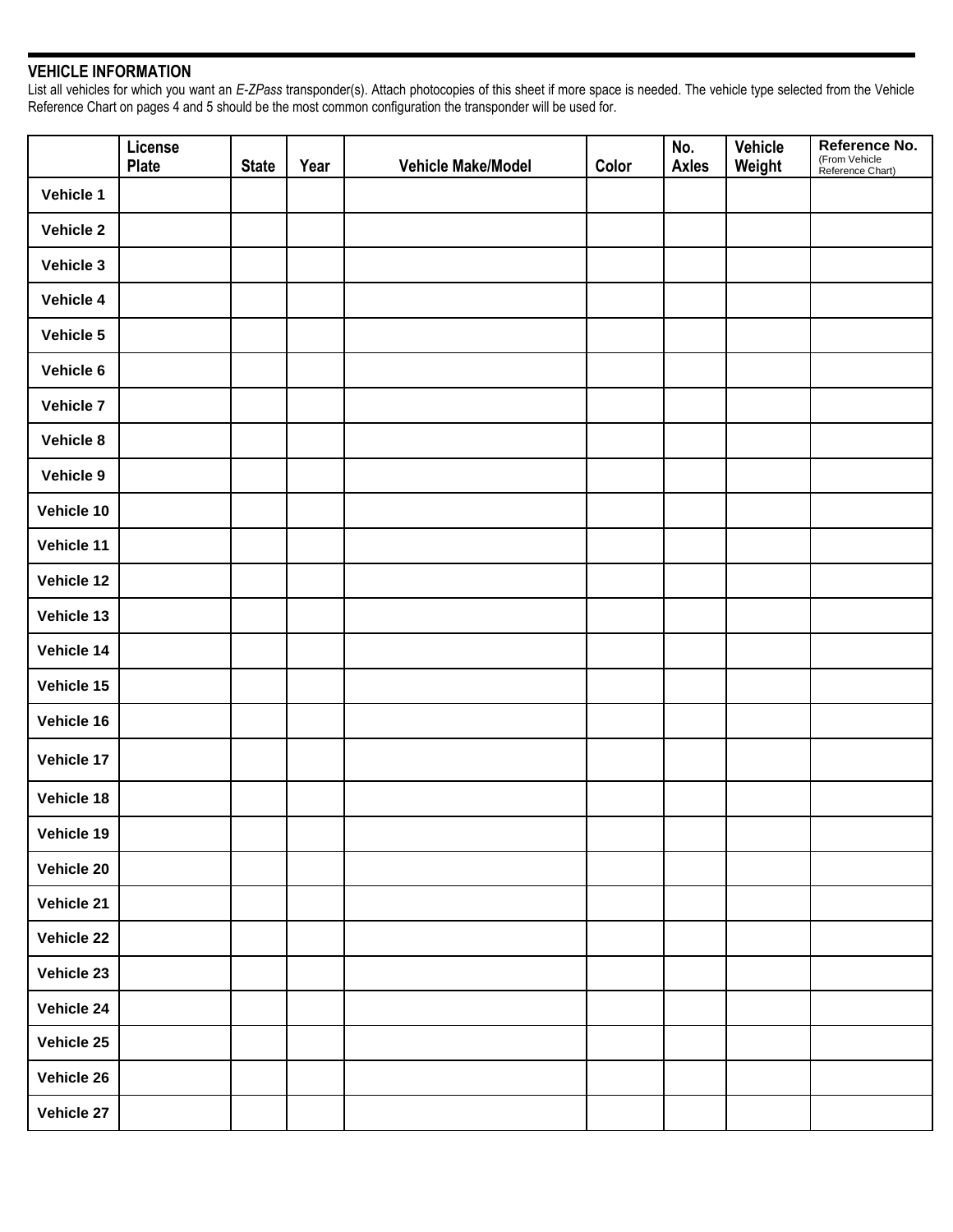## VEHICLE INFORMATION

List all vehicles for which you want an *E-ZPass* transponder(s). Attach photocopies of this sheet if more space is needed. The vehicle type selected from the Vehicle Reference Chart on pages 4 and 5 should be the most common configuration the transponder will be used for.

| | License Plate | State | Year | Vehicle Make/Model | Color | No. Axles | Vehicle Weight | Reference No. (From Vehicle Reference Chart) |
|---|---|---|---|---|---|---|---|---|
| **Vehicle 1** | | | | | | | | |
| **Vehicle 2** | | | | | | | | |
| **Vehicle 3** | | | | | | | | |
| **Vehicle 4** | | | | | | | | |
| **Vehicle 5** | | | | | | | | |
| **Vehicle 6** | | | | | | | | |
| **Vehicle 7** | | | | | | | | |
| **Vehicle 8** | | | | | | | | |
| **Vehicle 9** | | | | | | | | |
| **Vehicle 10** | | | | | | | | |
| **Vehicle 11** | | | | | | | | |
| **Vehicle 12** | | | | | | | | |
| **Vehicle 13** | | | | | | | | |
| **Vehicle 14** | | | | | | | | |
| **Vehicle 15** | | | | | | | | |
| **Vehicle 16** | | | | | | | | |
| **Vehicle 17** | | | | | | | | |
| **Vehicle 18** | | | | | | | | |
| **Vehicle 19** | | | | | | | | |
| **Vehicle 20** | | | | | | | | |
| **Vehicle 21** | | | | | | | | |
| **Vehicle 22** | | | | | | | | |
| **Vehicle 23** | | | | | | | | |
| **Vehicle 24** | | | | | | | | |
| **Vehicle 25** | | | | | | | | |
| **Vehicle 26** | | | | | | | | |
| **Vehicle 27** | | | | | | | | |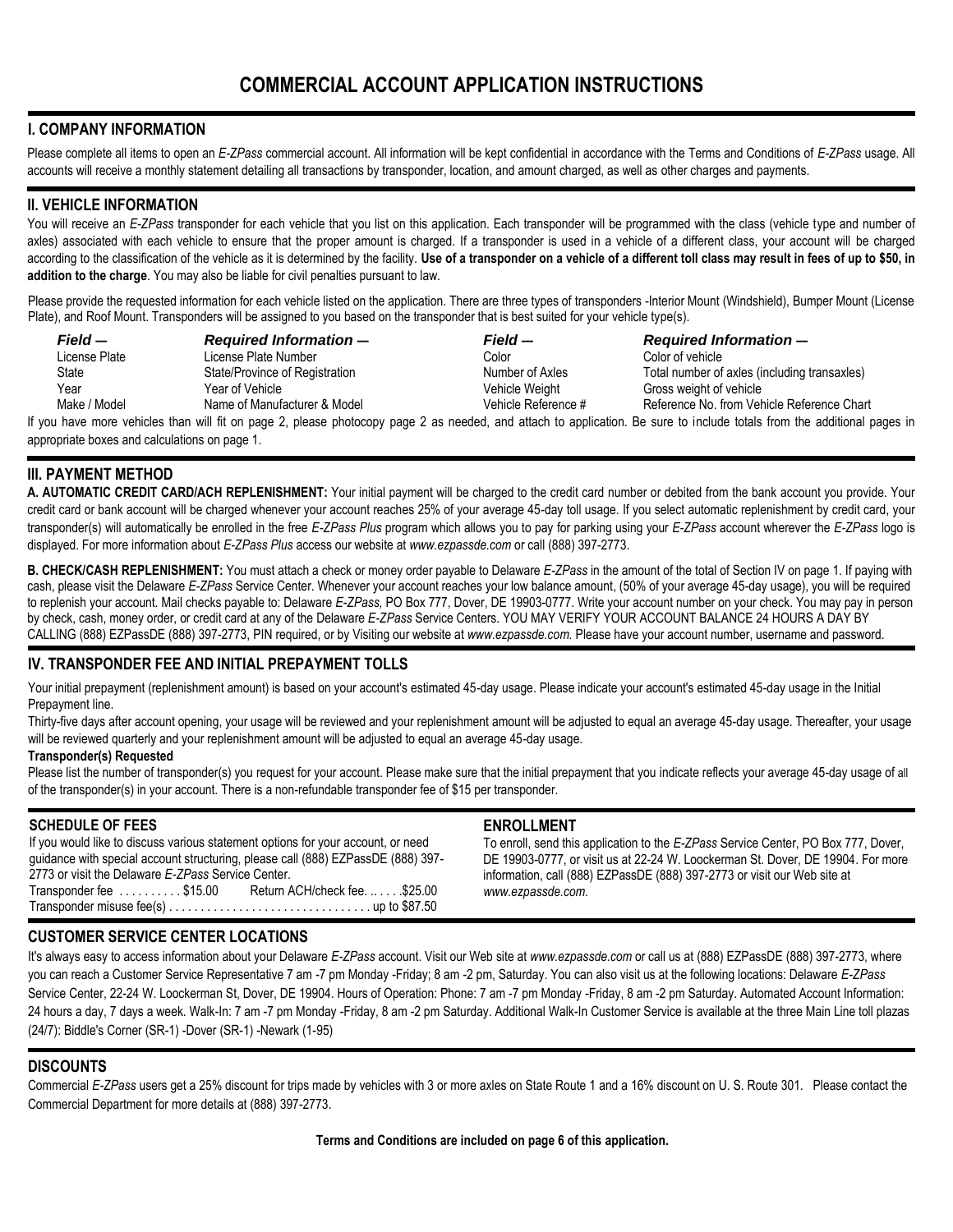# COMMERCIAL ACCOUNT APPLICATION INSTRUCTIONS

## I. COMPANY INFORMATION

Please complete all items to open an *E-ZPass* commercial account. All information will be kept confidential in accordance with the Terms and Conditions of *E-ZPass* usage. All accounts will receive a monthly statement detailing all transactions by transponder, location, and amount charged, as well as other charges and payments.

## II. VEHICLE INFORMATION

You will receive an *E-ZPass* transponder for each vehicle that you list on this application. Each transponder will be programmed with the class (vehicle type and number of axles) associated with each vehicle to ensure that the proper amount is charged. If a transponder is used in a vehicle of a different class, your account will be charged according to the classification of the vehicle as it is determined by the facility. **Use of a transponder on a vehicle of a different toll class may result in fees of up to $50, in addition to the charge**. You may also be liable for civil penalties pursuant to law.

Please provide the requested information for each vehicle listed on the application. There are three types of transponders -Interior Mount (Windshield), Bumper Mount (License Plate), and Roof Mount. Transponders will be assigned to you based on the transponder that is best suited for your vehicle type(s).

| *Field —* | *Required Information —* | *Field —* | *Required Information —* |
|---|---|---|---|
| License Plate | License Plate Number | Color | Color of vehicle |
| State | State/Province of Registration | Number of Axles | Total number of axles (including transaxles) |
| Year | Year of Vehicle | Vehicle Weight | Gross weight of vehicle |
| Make / Model | Name of Manufacturer & Model | Vehicle Reference # | Reference No. from Vehicle Reference Chart |

If you have more vehicles than will fit on page 2, please photocopy page 2 as needed, and attach to application. Be sure to include totals from the additional pages in appropriate boxes and calculations on page 1.

## III. PAYMENT METHOD

**A. AUTOMATIC CREDIT CARD/ACH REPLENISHMENT:** Your initial payment will be charged to the credit card number or debited from the bank account you provide. Your credit card or bank account will be charged whenever your account reaches 25% of your average 45-day toll usage. If you select automatic replenishment by credit card, your transponder(s) will automatically be enrolled in the free *E-ZPass Plus* program which allows you to pay for parking using your *E-ZPass* account wherever the *E-ZPass* logo is displayed. For more information about *E-ZPass Plus* access our website at *www.ezpassde.com* or call (888) 397-2773.

**B. CHECK/CASH REPLENISHMENT:** You must attach a check or money order payable to Delaware *E-ZPass* in the amount of the total of Section IV on page 1. If paying with cash, please visit the Delaware *E-ZPass* Service Center. Whenever your account reaches your low balance amount, (50% of your average 45-day usage), you will be required to replenish your account. Mail checks payable to: Delaware *E-ZPass,* PO Box 777, Dover, DE 19903-0777. Write your account number on your check. You may pay in person by check, cash, money order, or credit card at any of the Delaware *E-ZPass* Service Centers. YOU MAY VERIFY YOUR ACCOUNT BALANCE 24 HOURS A DAY BY CALLING (888) EZPassDE (888) 397-2773, PIN required, or by Visiting our website at *www.ezpassde.com.* Please have your account number, username and password.

## IV. TRANSPONDER FEE AND INITIAL PREPAYMENT TOLLS

Your initial prepayment (replenishment amount) is based on your account's estimated 45-day usage. Please indicate your account's estimated 45-day usage in the Initial Prepayment line.

Thirty-five days after account opening, your usage will be reviewed and your replenishment amount will be adjusted to equal an average 45-day usage. Thereafter, your usage will be reviewed quarterly and your replenishment amount will be adjusted to equal an average 45-day usage.

**Transponder(s) Requested**

Please list the number of transponder(s) you request for your account. Please make sure that the initial prepayment that you indicate reflects your average 45-day usage of all of the transponder(s) in your account. There is a non-refundable transponder fee of $15 per transponder.

## SCHEDULE OF FEES

If you would like to discuss various statement options for your account, or need guidance with special account structuring, please call (888) EZPassDE (888) 397-2773 or visit the Delaware *E-ZPass* Service Center.

Transponder fee . . . . . . . . . . $15.00 Return ACH/check fee. .. . . . .$25.00
Transponder misuse fee(s) . . . . . . . . . . . . . . . . . . . . . . . . . . . . . . . . up to $87.50

## ENROLLMENT

To enroll, send this application to the *E-ZPass* Service Center, PO Box 777, Dover, DE 19903-0777, or visit us at 22-24 W. Loockerman St. Dover, DE 19904. For more information, call (888) EZPassDE (888) 397-2773 or visit our Web site at *www.ezpassde.com.*

## CUSTOMER SERVICE CENTER LOCATIONS

It's always easy to access information about your Delaware *E-ZPass* account. Visit our Web site at *www.ezpassde.com* or call us at (888) EZPassDE (888) 397-2773, where you can reach a Customer Service Representative 7 am -7 pm Monday -Friday; 8 am -2 pm, Saturday. You can also visit us at the following locations: Delaware *E-ZPass* Service Center, 22-24 W. Loockerman St, Dover, DE 19904. Hours of Operation: Phone: 7 am -7 pm Monday -Friday, 8 am -2 pm Saturday. Automated Account Information: 24 hours a day, 7 days a week. Walk-In: 7 am -7 pm Monday -Friday, 8 am -2 pm Saturday. Additional Walk-In Customer Service is available at the three Main Line toll plazas (24/7): Biddle's Corner (SR-1) -Dover (SR-1) -Newark (1-95)

## DISCOUNTS

Commercial *E-ZPass* users get a 25% discount for trips made by vehicles with 3 or more axles on State Route 1 and a 16% discount on U. S. Route 301. Please contact the Commercial Department for more details at (888) 397-2773.

**Terms and Conditions are included on page 6 of this application.**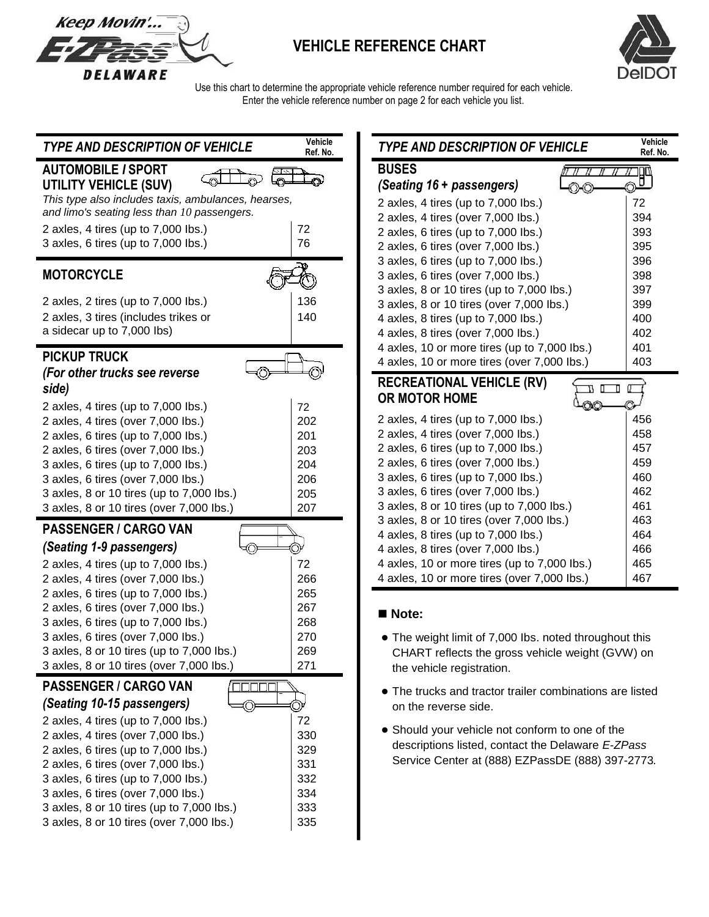# VEHICLE REFERENCE CHART

Use this chart to determine the appropriate vehicle reference number required for each vehicle.
Enter the vehicle reference number on page 2 for each vehicle you list.

| *TYPE AND DESCRIPTION OF VEHICLE* | Vehicle Ref. No. |
|---|---|
| **AUTOMOBILE / SPORT UTILITY VEHICLE (SUV)** *This type also includes taxis, ambulances, hearses, and limo's seating less than 10 passengers.* | |
| 2 axles, 4 tires (up to 7,000 lbs.) | 72 |
| 3 axles, 6 tires (up to 7,000 lbs.) | 76 |
| **MOTORCYCLE** | |
| 2 axles, 2 tires (up to 7,000 lbs.) | 136 |
| 2 axles, 3 tires (includes trikes or a sidecar up to 7,000 lbs) | 140 |
| **PICKUP TRUCK** *(For other trucks see reverse side)* | |
| 2 axles, 4 tires (up to 7,000 lbs.) | 72 |
| 2 axles, 4 tires (over 7,000 lbs.) | 202 |
| 2 axles, 6 tires (up to 7,000 lbs.) | 201 |
| 2 axles, 6 tires (over 7,000 lbs.) | 203 |
| 3 axles, 6 tires (up to 7,000 lbs.) | 204 |
| 3 axles, 6 tires (over 7,000 lbs.) | 206 |
| 3 axles, 8 or 10 tires (up to 7,000 lbs.) | 205 |
| 3 axles, 8 or 10 tires (over 7,000 lbs.) | 207 |
| **PASSENGER / CARGO VAN** *(Seating 1-9 passengers)* | |
| 2 axles, 4 tires (up to 7,000 lbs.) | 72 |
| 2 axles, 4 tires (over 7,000 lbs.) | 266 |
| 2 axles, 6 tires (up to 7,000 lbs.) | 265 |
| 2 axles, 6 tires (over 7,000 lbs.) | 267 |
| 3 axles, 6 tires (up to 7,000 lbs.) | 268 |
| 3 axles, 6 tires (over 7,000 lbs.) | 270 |
| 3 axles, 8 or 10 tires (up to 7,000 lbs.) | 269 |
| 3 axles, 8 or 10 tires (over 7,000 lbs.) | 271 |
| **PASSENGER / CARGO VAN** *(Seating 10-15 passengers)* | |
| 2 axles, 4 tires (up to 7,000 lbs.) | 72 |
| 2 axles, 4 tires (over 7,000 lbs.) | 330 |
| 2 axles, 6 tires (up to 7,000 lbs.) | 329 |
| 2 axles, 6 tires (over 7,000 lbs.) | 331 |
| 3 axles, 6 tires (up to 7,000 lbs.) | 332 |
| 3 axles, 6 tires (over 7,000 lbs.) | 334 |
| 3 axles, 8 or 10 tires (up to 7,000 lbs.) | 333 |
| 3 axles, 8 or 10 tires (over 7,000 lbs.) | 335 |

| *TYPE AND DESCRIPTION OF VEHICLE* | Vehicle Ref. No. |
|---|---|
| **BUSES** *(Seating 16 + passengers)* | |
| 2 axles, 4 tires (up to 7,000 lbs.) | 72 |
| 2 axles, 4 tires (over 7,000 lbs.) | 394 |
| 2 axles, 6 tires (up to 7,000 lbs.) | 393 |
| 2 axles, 6 tires (over 7,000 lbs.) | 395 |
| 3 axles, 6 tires (up to 7,000 lbs.) | 396 |
| 3 axles, 6 tires (over 7,000 lbs.) | 398 |
| 3 axles, 8 or 10 tires (up to 7,000 lbs.) | 397 |
| 3 axles, 8 or 10 tires (over 7,000 lbs.) | 399 |
| 4 axles, 8 tires (up to 7,000 lbs.) | 400 |
| 4 axles, 8 tires (over 7,000 lbs.) | 402 |
| 4 axles, 10 or more tires (up to 7,000 lbs.) | 401 |
| 4 axles, 10 or more tires (over 7,000 lbs.) | 403 |
| **RECREATIONAL VEHICLE (RV) OR MOTOR HOME** | |
| 2 axles, 4 tires (up to 7,000 lbs.) | 456 |
| 2 axles, 4 tires (over 7,000 lbs.) | 458 |
| 2 axles, 6 tires (up to 7,000 lbs.) | 457 |
| 2 axles, 6 tires (over 7,000 lbs.) | 459 |
| 3 axles, 6 tires (up to 7,000 lbs.) | 460 |
| 3 axles, 6 tires (over 7,000 lbs.) | 462 |
| 3 axles, 8 or 10 tires (up to 7,000 lbs.) | 461 |
| 3 axles, 8 or 10 tires (over 7,000 lbs.) | 463 |
| 4 axles, 8 tires (up to 7,000 lbs.) | 464 |
| 4 axles, 8 tires (over 7,000 lbs.) | 466 |
| 4 axles, 10 or more tires (up to 7,000 lbs.) | 465 |
| 4 axles, 10 or more tires (over 7,000 lbs.) | 467 |

**Note:**

- The weight limit of 7,000 lbs. noted throughout this CHART reflects the gross vehicle weight (GVW) on the vehicle registration.
- The trucks and tractor trailer combinations are listed on the reverse side.
- Should your vehicle not conform to one of the descriptions listed, contact the Delaware *E-ZPass* Service Center at (888) EZPassDE (888) 397-2773.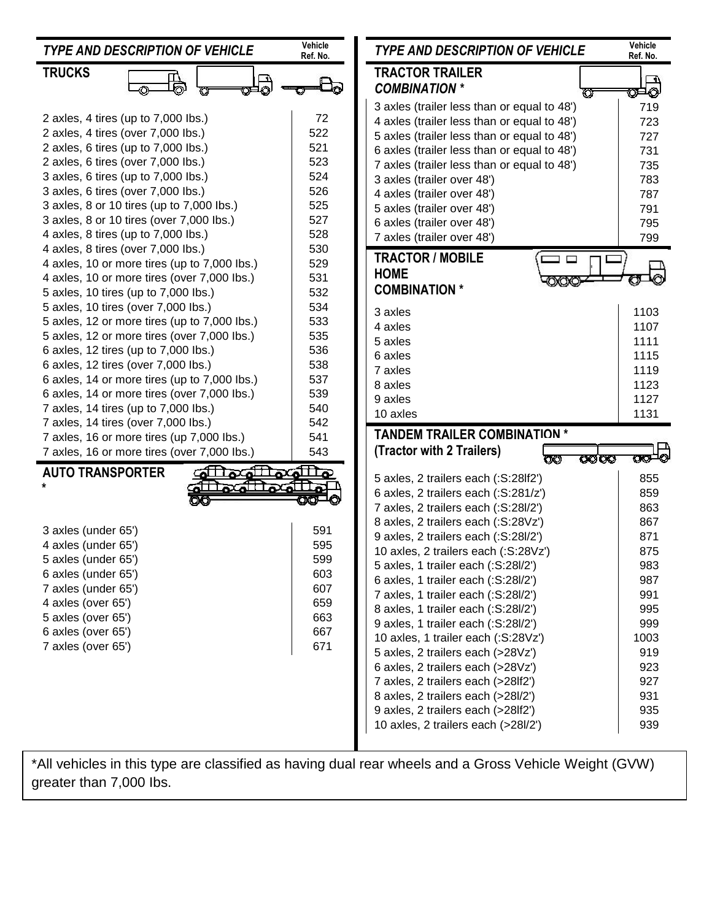| *TYPE AND DESCRIPTION OF VEHICLE* | Vehicle Ref. No. |
|---|---|
| **TRUCKS** | |
| 2 axles, 4 tires (up to 7,000 lbs.) | 72 |
| 2 axles, 4 tires (over 7,000 lbs.) | 522 |
| 2 axles, 6 tires (up to 7,000 lbs.) | 521 |
| 2 axles, 6 tires (over 7,000 lbs.) | 523 |
| 3 axles, 6 tires (up to 7,000 lbs.) | 524 |
| 3 axles, 6 tires (over 7,000 lbs.) | 526 |
| 3 axles, 8 or 10 tires (up to 7,000 lbs.) | 525 |
| 3 axles, 8 or 10 tires (over 7,000 lbs.) | 527 |
| 4 axles, 8 tires (up to 7,000 lbs.) | 528 |
| 4 axles, 8 tires (over 7,000 lbs.) | 530 |
| 4 axles, 10 or more tires (up to 7,000 lbs.) | 529 |
| 4 axles, 10 or more tires (over 7,000 lbs.) | 531 |
| 5 axles, 10 tires (up to 7,000 lbs.) | 532 |
| 5 axles, 10 tires (over 7,000 lbs.) | 534 |
| 5 axles, 12 or more tires (up to 7,000 lbs.) | 533 |
| 5 axles, 12 or more tires (over 7,000 lbs.) | 535 |
| 6 axles, 12 tires (up to 7,000 lbs.) | 536 |
| 6 axles, 12 tires (over 7,000 lbs.) | 538 |
| 6 axles, 14 or more tires (up to 7,000 lbs.) | 537 |
| 6 axles, 14 or more tires (over 7,000 lbs.) | 539 |
| 7 axles, 14 tires (up to 7,000 lbs.) | 540 |
| 7 axles, 14 tires (over 7,000 lbs.) | 542 |
| 7 axles, 16 or more tires (up 7,000 lbs.) | 541 |
| 7 axles, 16 or more tires (over 7,000 lbs.) | 543 |
| **AUTO TRANSPORTER *** | |
| 3 axles (under 65') | 591 |
| 4 axles (under 65') | 595 |
| 5 axles (under 65') | 599 |
| 6 axles (under 65') | 603 |
| 7 axles (under 65') | 607 |
| 4 axles (over 65') | 659 |
| 5 axles (over 65') | 663 |
| 6 axles (over 65') | 667 |
| 7 axles (over 65') | 671 |

| *TYPE AND DESCRIPTION OF VEHICLE* | Vehicle Ref. No. |
|---|---|
| **TRACTOR TRAILER *COMBINATION* *** | |
| 3 axles (trailer less than or equal to 48') | 719 |
| 4 axles (trailer less than or equal to 48') | 723 |
| 5 axles (trailer less than or equal to 48') | 727 |
| 6 axles (trailer less than or equal to 48') | 731 |
| 7 axles (trailer less than or equal to 48') | 735 |
| 3 axles (trailer over 48') | 783 |
| 4 axles (trailer over 48') | 787 |
| 5 axles (trailer over 48') | 791 |
| 6 axles (trailer over 48') | 795 |
| 7 axles (trailer over 48') | 799 |
| **TRACTOR / MOBILE HOME COMBINATION *** | |
| 3 axles | 1103 |
| 4 axles | 1107 |
| 5 axles | 1111 |
| 6 axles | 1115 |
| 7 axles | 1119 |
| 8 axles | 1123 |
| 9 axles | 1127 |
| 10 axles | 1131 |
| **TANDEM TRAILER COMBINATION * (Tractor with 2 Trailers)** | |
| 5 axles, 2 trailers each (:S:28lf2') | 855 |
| 6 axles, 2 trailers each (:S:281/z') | 859 |
| 7 axles, 2 trailers each (:S:28l/2') | 863 |
| 8 axles, 2 trailers each (:S:28Vz') | 867 |
| 9 axles, 2 trailers each (:S:28l/2') | 871 |
| 10 axles, 2 trailers each (:S:28Vz') | 875 |
| 5 axles, 1 trailer each (:S:28l/2') | 983 |
| 6 axles, 1 trailer each (:S:28l/2') | 987 |
| 7 axles, 1 trailer each (:S:28l/2') | 991 |
| 8 axles, 1 trailer each (:S:28l/2') | 995 |
| 9 axles, 1 trailer each (:S:28l/2') | 999 |
| 10 axles, 1 trailer each (:S:28Vz') | 1003 |
| 5 axles, 2 trailers each (>28Vz') | 919 |
| 6 axles, 2 trailers each (>28Vz') | 923 |
| 7 axles, 2 trailers each (>28lf2') | 927 |
| 8 axles, 2 trailers each (>28l/2') | 931 |
| 9 axles, 2 trailers each (>28lf2') | 935 |
| 10 axles, 2 trailers each (>28l/2') | 939 |

*All vehicles in this type are classified as having dual rear wheels and a Gross Vehicle Weight (GVW) greater than 7,000 lbs.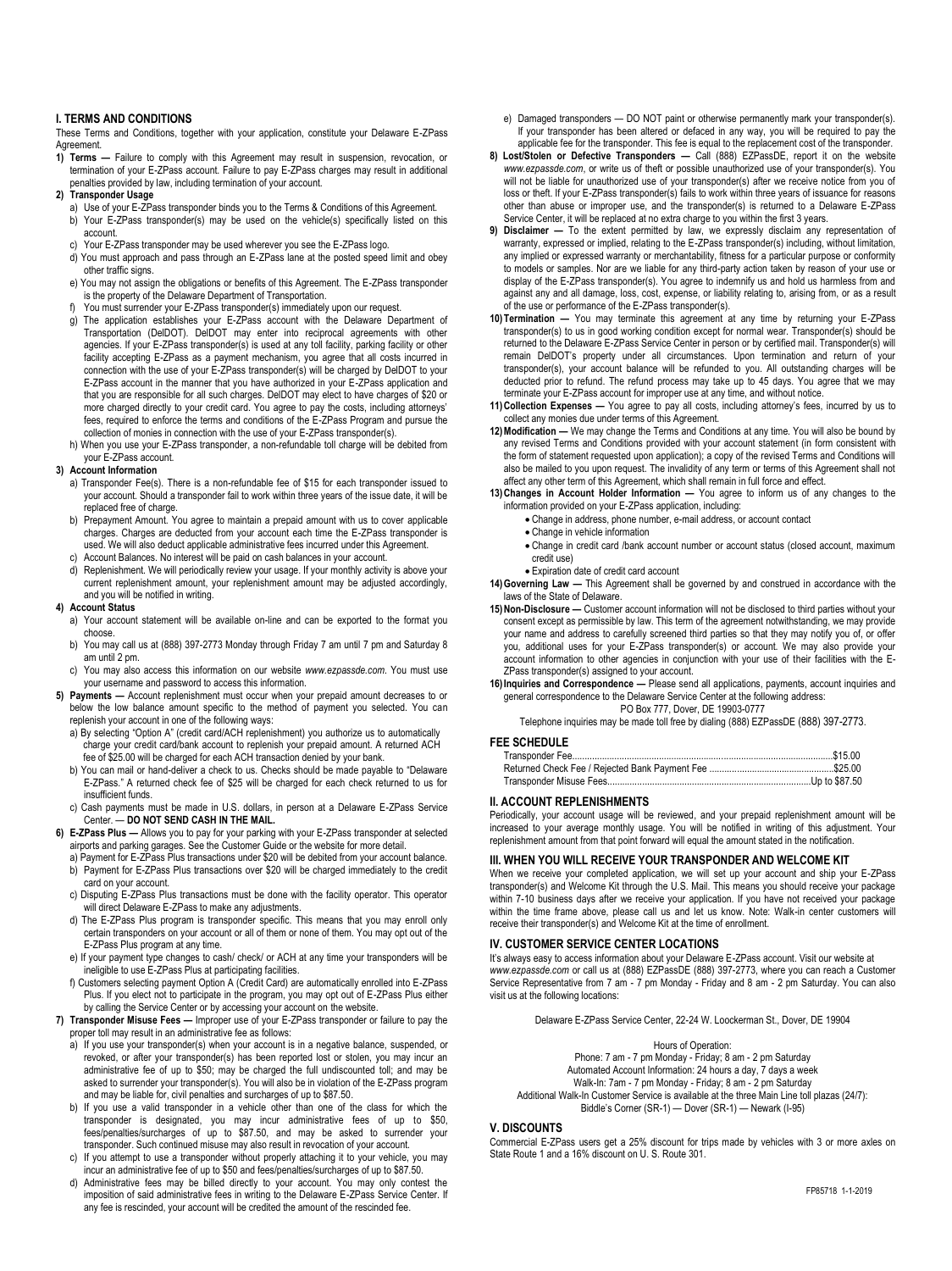## I. TERMS AND CONDITIONS

These Terms and Conditions, together with your application, constitute your Delaware E-ZPass Agreement.

**1) Terms —** Failure to comply with this Agreement may result in suspension, revocation, or termination of your E-ZPass account. Failure to pay E-ZPass charges may result in additional penalties provided by law, including termination of your account.

**2) Transponder Usage**

a) Use of your E-ZPass transponder binds you to the Terms & Conditions of this Agreement.

b) Your E-ZPass transponder(s) may be used on the vehicle(s) specifically listed on this account.

c) Your E-ZPass transponder may be used wherever you see the E-ZPass logo.

d) You must approach and pass through an E-ZPass lane at the posted speed limit and obey other traffic signs.

e) You may not assign the obligations or benefits of this Agreement. The E-ZPass transponder is the property of the Delaware Department of Transportation.

f) You must surrender your E-ZPass transponder(s) immediately upon our request.

g) The application establishes your E-ZPass account with the Delaware Department of Transportation (DelDOT). DelDOT may enter into reciprocal agreements with other agencies. If your E-ZPass transponder(s) is used at any toll facility, parking facility or other facility accepting E-ZPass as a payment mechanism, you agree that all costs incurred in connection with the use of your E-ZPass transponder(s) will be charged by DelDOT to your E-ZPass account in the manner that you have authorized in your E-ZPass application and that you are responsible for all such charges. DelDOT may elect to have charges of $20 or more charged directly to your credit card. You agree to pay the costs, including attorneys' fees, required to enforce the terms and conditions of the E-ZPass Program and pursue the collection of monies in connection with the use of your E-ZPass transponder(s).

h) When you use your E-ZPass transponder, a non-refundable toll charge will be debited from your E-ZPass account.

**3) Account Information**

a) Transponder Fee(s). There is a non-refundable fee of $15 for each transponder issued to your account. Should a transponder fail to work within three years of the issue date, it will be replaced free of charge.

b) Prepayment Amount. You agree to maintain a prepaid amount with us to cover applicable charges. Charges are deducted from your account each time the E-ZPass transponder is used. We will also deduct applicable administrative fees incurred under this Agreement.

c) Account Balances. No interest will be paid on cash balances in your account.

d) Replenishment. We will periodically review your usage. If your monthly activity is above your current replenishment amount, your replenishment amount may be adjusted accordingly, and you will be notified in writing.

**4) Account Status**

a) Your account statement will be available on-line and can be exported to the format you choose.

b) You may call us at (888) 397-2773 Monday through Friday 7 am until 7 pm and Saturday 8 am until 2 pm.

c) You may also access this information on our website *www.ezpassde.com*. You must use your username and password to access this information.

**5) Payments —** Account replenishment must occur when your prepaid amount decreases to or below the low balance amount specific to the method of payment you selected. You can replenish your account in one of the following ways:

a) By selecting "Option A" (credit card/ACH replenishment) you authorize us to automatically charge your credit card/bank account to replenish your prepaid amount. A returned ACH fee of $25.00 will be charged for each ACH transaction denied by your bank.

b) You can mail or hand-deliver a check to us. Checks should be made payable to "Delaware E-ZPass." A returned check fee of $25 will be charged for each check returned to us for insufficient funds.

c) Cash payments must be made in U.S. dollars, in person at a Delaware E-ZPass Service Center. — **DO NOT SEND CASH IN THE MAIL.**

**6) E-ZPass Plus —** Allows you to pay for your parking with your E-ZPass transponder at selected airports and parking garages. See the Customer Guide or the website for more detail.

a) Payment for E-ZPass Plus transactions under $20 will be debited from your account balance.

b) Payment for E-ZPass Plus transactions over $20 will be charged immediately to the credit card on your account.

c) Disputing E-ZPass Plus transactions must be done with the facility operator. This operator will direct Delaware E-ZPass to make any adjustments.

d) The E-ZPass Plus program is transponder specific. This means that you may enroll only certain transponders on your account or all of them or none of them. You may opt out of the E-ZPass Plus program at any time.

e) If your payment type changes to cash/ check/ or ACH at any time your transponders will be ineligible to use E-ZPass Plus at participating facilities.

f) Customers selecting payment Option A (Credit Card) are automatically enrolled into E-ZPass Plus. If you elect not to participate in the program, you may opt out of E-ZPass Plus either by calling the Service Center or by accessing your account on the website.

**7) Transponder Misuse Fees —** Improper use of your E-ZPass transponder or failure to pay the proper toll may result in an administrative fee as follows:

a) If you use your transponder(s) when your account is in a negative balance, suspended, or revoked, or after your transponder(s) has been reported lost or stolen, you may incur an administrative fee of up to $50; may be charged the full undiscounted toll; and may be asked to surrender your transponder(s). You will also be in violation of the E-ZPass program and may be liable for, civil penalties and surcharges of up to $87.50.

b) If you use a valid transponder in a vehicle other than one of the class for which the transponder is designated, you may incur administrative fees of up to $50, fees/penalties/surcharges of up to $87.50, and may be asked to surrender your transponder. Such continued misuse may also result in revocation of your account.

c) If you attempt to use a transponder without properly attaching it to your vehicle, you may incur an administrative fee of up to $50 and fees/penalties/surcharges of up to $87.50.

d) Administrative fees may be billed directly to your account. You may only contest the imposition of said administrative fees in writing to the Delaware E-ZPass Service Center. If any fee is rescinded, your account will be credited the amount of the rescinded fee.

e) Damaged transponders — DO NOT paint or otherwise permanently mark your transponder(s). If your transponder has been altered or defaced in any way, you will be required to pay the applicable fee for the transponder. This fee is equal to the replacement cost of the transponder.

**8) Lost/Stolen or Defective Transponders —** Call (888) EZPassDE, report it on the website *www.ezpassde.com*, or write us of theft or possible unauthorized use of your transponder(s). You will not be liable for unauthorized use of your transponder(s) after we receive notice from you of loss or theft. If your E-ZPass transponder(s) fails to work within three years of issuance for reasons other than abuse or improper use, and the transponder(s) is returned to a Delaware E-ZPass Service Center, it will be replaced at no extra charge to you within the first 3 years.

**9) Disclaimer —** To the extent permitted by law, we expressly disclaim any representation of warranty, expressed or implied, relating to the E-ZPass transponder(s) including, without limitation, any implied or expressed warranty or merchantability, fitness for a particular purpose or conformity to models or samples. Nor are we liable for any third-party action taken by reason of your use or display of the E-ZPass transponder(s). You agree to indemnify us and hold us harmless from and against any and all damage, loss, cost, expense, or liability relating to, arising from, or as a result of the use or performance of the E-ZPass transponder(s).

**10) Termination —** You may terminate this agreement at any time by returning your E-ZPass transponder(s) to us in good working condition except for normal wear. Transponder(s) should be returned to the Delaware E-ZPass Service Center in person or by certified mail. Transponder(s) will remain DelDOT's property under all circumstances. Upon termination and return of your transponder(s), your account balance will be refunded to you. All outstanding charges will be deducted prior to refund. The refund process may take up to 45 days. You agree that we may terminate your E-ZPass account for improper use at any time, and without notice.

**11) Collection Expenses —** You agree to pay all costs, including attorney's fees, incurred by us to collect any monies due under terms of this Agreement.

**12) Modification —** We may change the Terms and Conditions at any time. You will also be bound by any revised Terms and Conditions provided with your account statement (in form consistent with the form of statement requested upon application); a copy of the revised Terms and Conditions will also be mailed to you upon request. The invalidity of any term or terms of this Agreement shall not affect any other term of this Agreement, which shall remain in full force and effect.

**13) Changes in Account Holder Information —** You agree to inform us of any changes to the information provided on your E-ZPass application, including:

- Change in address, phone number, e-mail address, or account contact
- Change in vehicle information
- Change in credit card /bank account number or account status (closed account, maximum credit use)
- Expiration date of credit card account

**14) Governing Law —** This Agreement shall be governed by and construed in accordance with the laws of the State of Delaware.

**15) Non-Disclosure —** Customer account information will not be disclosed to third parties without your consent except as permissible by law. This term of the agreement notwithstanding, we may provide your name and address to carefully screened third parties so that they may notify you of, or offer you, additional uses for your E-ZPass transponder(s) or account. We may also provide your account information to other agencies in conjunction with your use of their facilities with the E-ZPass transponder(s) assigned to your account.

**16) Inquiries and Correspondence —** Please send all applications, payments, account inquiries and general correspondence to the Delaware Service Center at the following address:

PO Box 777, Dover, DE 19903-0777

Telephone inquiries may be made toll free by dialing (888) EZPassDE (888) 397-2773.

## FEE SCHEDULE

| | |
|---|---|
| Transponder Fee | $15.00 |
| Returned Check Fee / Rejected Bank Payment Fee | $25.00 |
| Transponder Misuse Fees | Up to $87.50 |

## II. ACCOUNT REPLENISHMENTS

Periodically, your account usage will be reviewed, and your prepaid replenishment amount will be increased to your average monthly usage. You will be notified in writing of this adjustment. Your replenishment amount from that point forward will equal the amount stated in the notification.

## III. WHEN YOU WILL RECEIVE YOUR TRANSPONDER AND WELCOME KIT

When we receive your completed application, we will set up your account and ship your E-ZPass transponder(s) and Welcome Kit through the U.S. Mail. This means you should receive your package within 7-10 business days after we receive your application. If you have not received your package within the time frame above, please call us and let us know. Note: Walk-in center customers will receive their transponder(s) and Welcome Kit at the time of enrollment.

## IV. CUSTOMER SERVICE CENTER LOCATIONS

It's always easy to access information about your Delaware E-ZPass account. Visit our website at *www.ezpassde.com* or call us at (888) EZPassDE (888) 397-2773, where you can reach a Customer Service Representative from 7 am - 7 pm Monday - Friday and 8 am - 2 pm Saturday. You can also visit us at the following locations:

Delaware E-ZPass Service Center, 22-24 W. Loockerman St., Dover, DE 19904

Hours of Operation:

Phone: 7 am - 7 pm Monday - Friday; 8 am - 2 pm Saturday

Automated Account Information: 24 hours a day, 7 days a week

Walk-In: 7am - 7 pm Monday - Friday; 8 am - 2 pm Saturday

Additional Walk-In Customer Service is available at the three Main Line toll plazas (24/7):

Biddle's Corner (SR-1) — Dover (SR-1) — Newark (I-95)

## V. DISCOUNTS

Commercial E-ZPass users get a 25% discount for trips made by vehicles with 3 or more axles on State Route 1 and a 16% discount on U. S. Route 301.

FP85718 1-1-2019